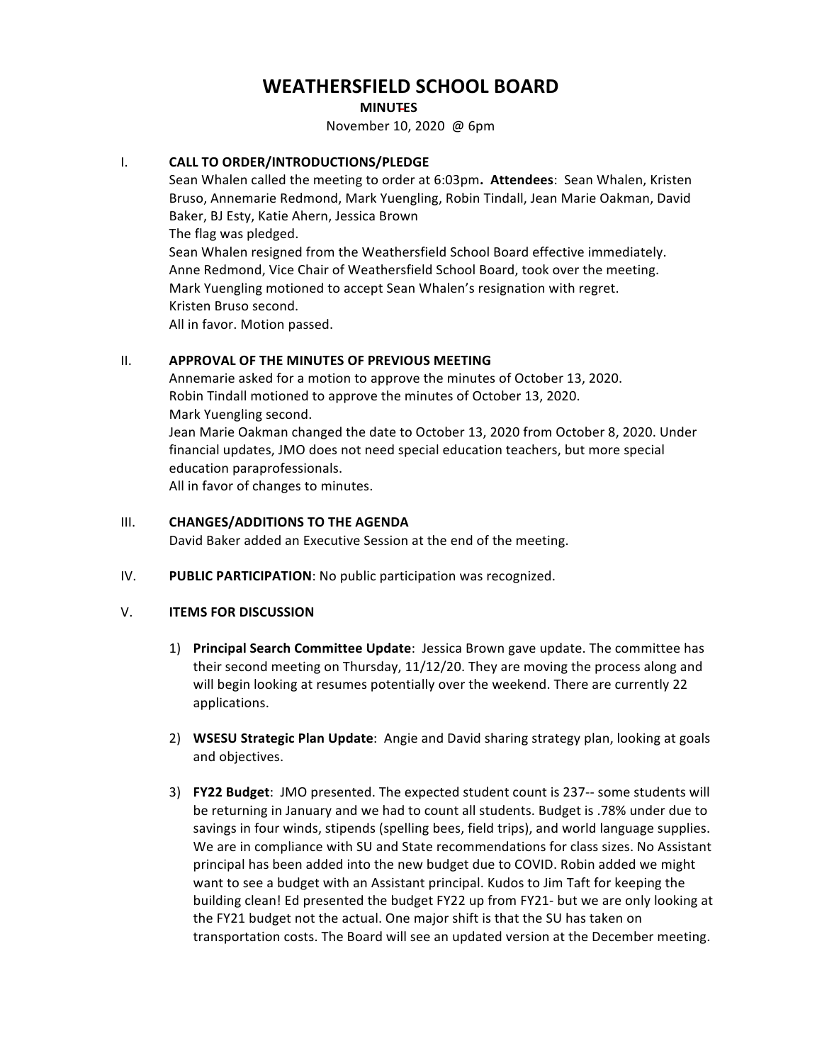# WEATHERSFIELD SCHOOL BOARD

**MINUTES**

November 10, 2020 @ 6pm

## I. CALL TO ORDER/INTRODUCTIONS/PLEDGE

Sean Whalen called the meeting to order at 6:03pm**. Attendees**: Sean Whalen, Kristen Bruso, Annemarie Redmond, Mark Yuengling, Robin Tindall, Jean Marie Oakman, David Baker, BJ Esty, Katie Ahern, Jessica Brown

The flag was pledged.

Sean Whalen resigned from the Weathersfield School Board effective immediately.

Anne Redmond, Vice Chair of Weathersfield School Board, took over the meeting.

Mark Yuengling motioned to accept Sean Whalen's resignation with regret.

Kristen Bruso second.

All in favor. Motion passed.

## II. APPROVAL OF THE MINUTES OF PREVIOUS MEETING

Annemarie asked for a motion to approve the minutes of October 13, 2020.

Robin Tindall motioned to approve the minutes of October 13, 2020.

Mark Yuengling second.

Jean Marie Oakman changed the date to October 13, 2020 from October 8, 2020. Under financial updates, JMO does not need special education teachers, but more special education paraprofessionals.

All in favor of changes to minutes.

## III. CHANGES/ADDITIONS TO THE AGENDA

David Baker added an Executive Session at the end of the meeting.

## IV. PUBLIC PARTICIPATION: No public participation was recognized.

## V. ITEMS FOR DISCUSSION

1) **Principal Search Committee Update**: Jessica Brown gave update. The committee has their second meeting on Thursday, 11/12/20. They are moving the process along and will begin looking at resumes potentially over the weekend. There are currently 22 applications.

2) **WSESU Strategic Plan Update**: Angie and David sharing strategy plan, looking at goals and objectives.

3) **FY22 Budget**: JMO presented. The expected student count is 237-- some students will be returning in January and we had to count all students. Budget is .78% under due to savings in four winds, stipends (spelling bees, field trips), and world language supplies. We are in compliance with SU and State recommendations for class sizes. No Assistant principal has been added into the new budget due to COVID. Robin added we might want to see a budget with an Assistant principal. Kudos to Jim Taft for keeping the building clean! Ed presented the budget FY22 up from FY21- but we are only looking at the FY21 budget not the actual. One major shift is that the SU has taken on transportation costs. The Board will see an updated version at the December meeting.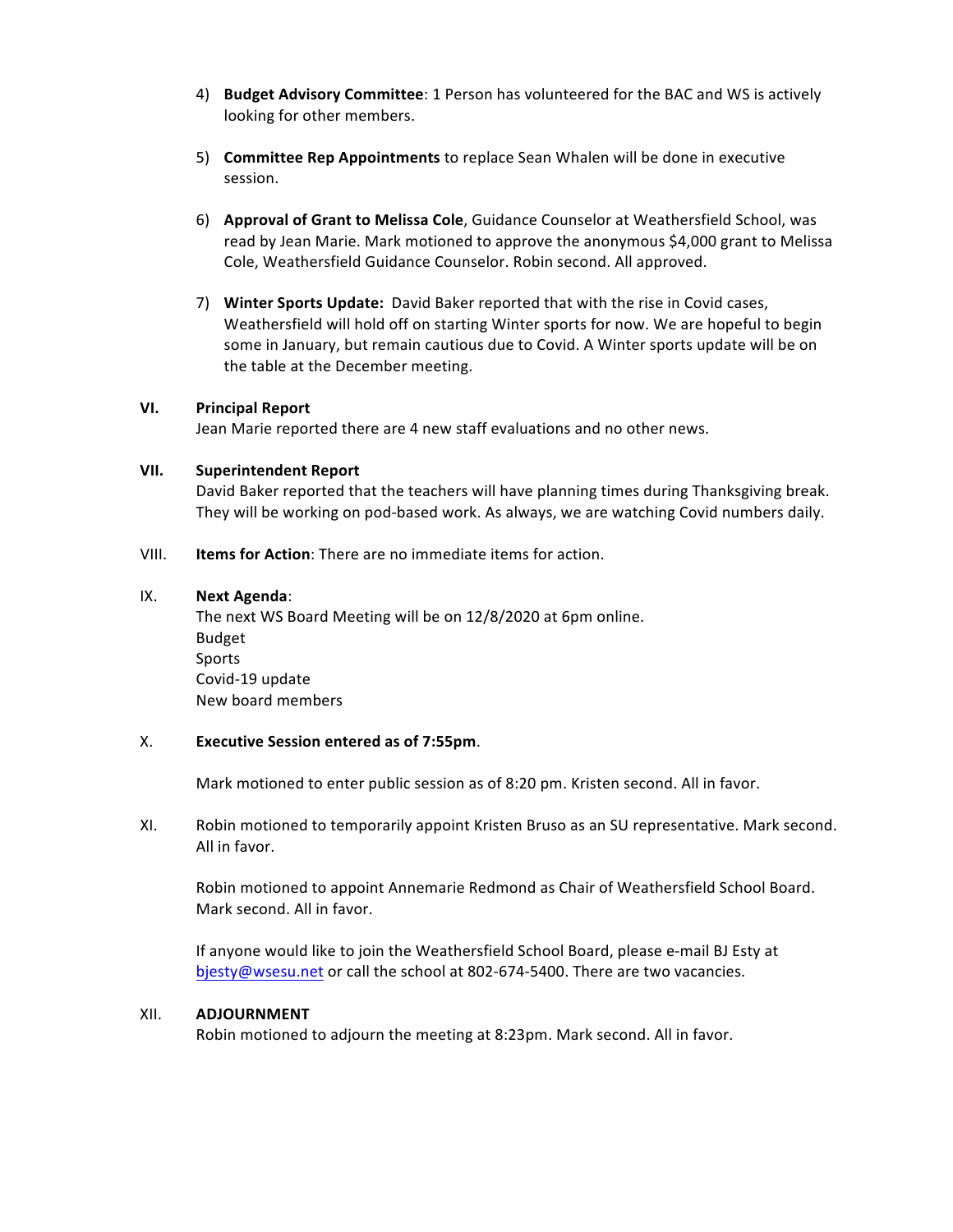4) **Budget Advisory Committee**: 1 Person has volunteered for the BAC and WS is actively looking for other members.

5) **Committee Rep Appointments** to replace Sean Whalen will be done in executive session.

6) **Approval of Grant to Melissa Cole**, Guidance Counselor at Weathersfield School, was read by Jean Marie. Mark motioned to approve the anonymous $4,000 grant to Melissa Cole, Weathersfield Guidance Counselor. Robin second. All approved.

7) **Winter Sports Update:** David Baker reported that with the rise in Covid cases, Weathersfield will hold off on starting Winter sports for now. We are hopeful to begin some in January, but remain cautious due to Covid. A Winter sports update will be on the table at the December meeting.

**VI. Principal Report**

Jean Marie reported there are 4 new staff evaluations and no other news.

**VII. Superintendent Report**

David Baker reported that the teachers will have planning times during Thanksgiving break. They will be working on pod-based work. As always, we are watching Covid numbers daily.

VIII. **Items for Action**: There are no immediate items for action.

IX. **Next Agenda**:

The next WS Board Meeting will be on 12/8/2020 at 6pm online.
Budget
Sports
Covid-19 update
New board members

X. **Executive Session entered as of 7:55pm**.

Mark motioned to enter public session as of 8:20 pm. Kristen second. All in favor.

XI. Robin motioned to temporarily appoint Kristen Bruso as an SU representative. Mark second. All in favor.

Robin motioned to appoint Annemarie Redmond as Chair of Weathersfield School Board. Mark second. All in favor.

If anyone would like to join the Weathersfield School Board, please e-mail BJ Esty at bjesty@wsesu.net or call the school at 802-674-5400. There are two vacancies.

XII. **ADJOURNMENT**

Robin motioned to adjourn the meeting at 8:23pm. Mark second. All in favor.